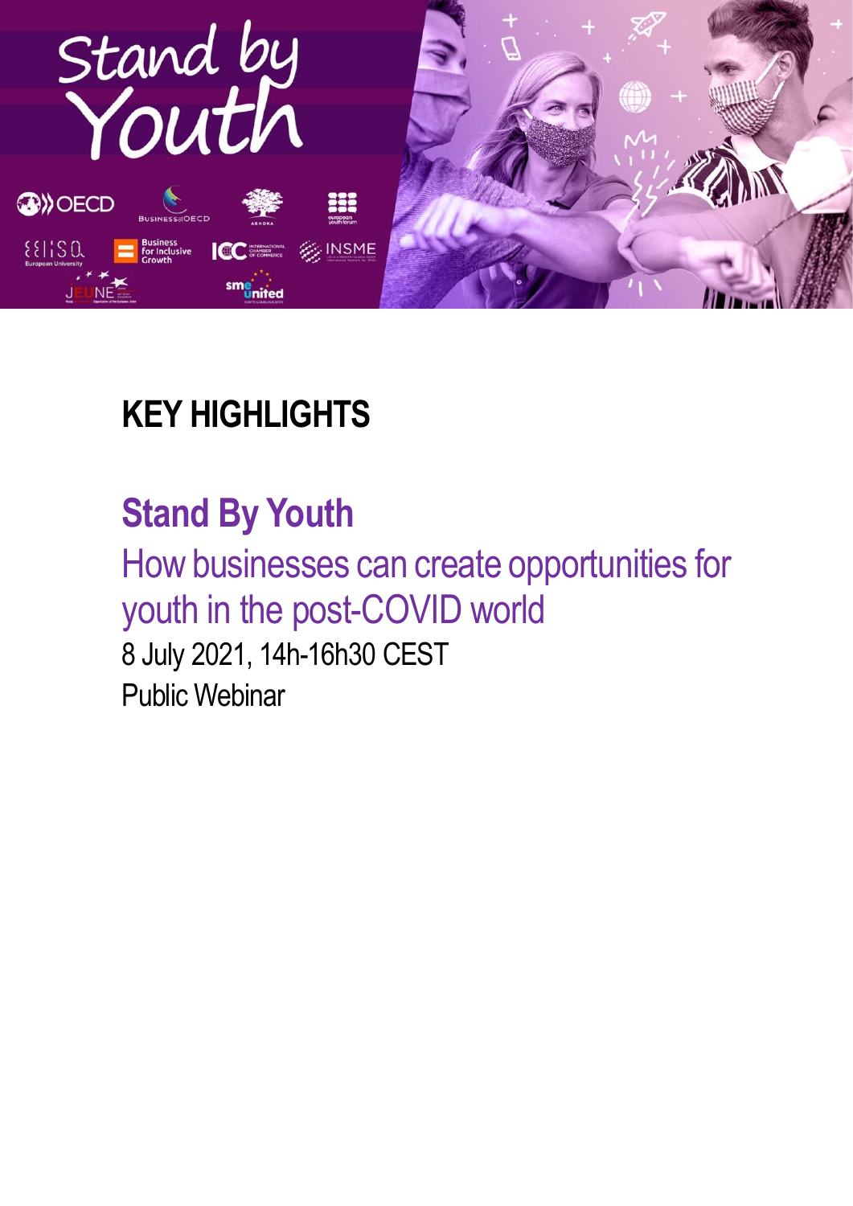# KEY HIGHLIGHTS

## Stand By Youth

How businesses can create opportunities for youth in the post-COVID world

8 July 2021, 14h-16h30 CEST

Public Webinar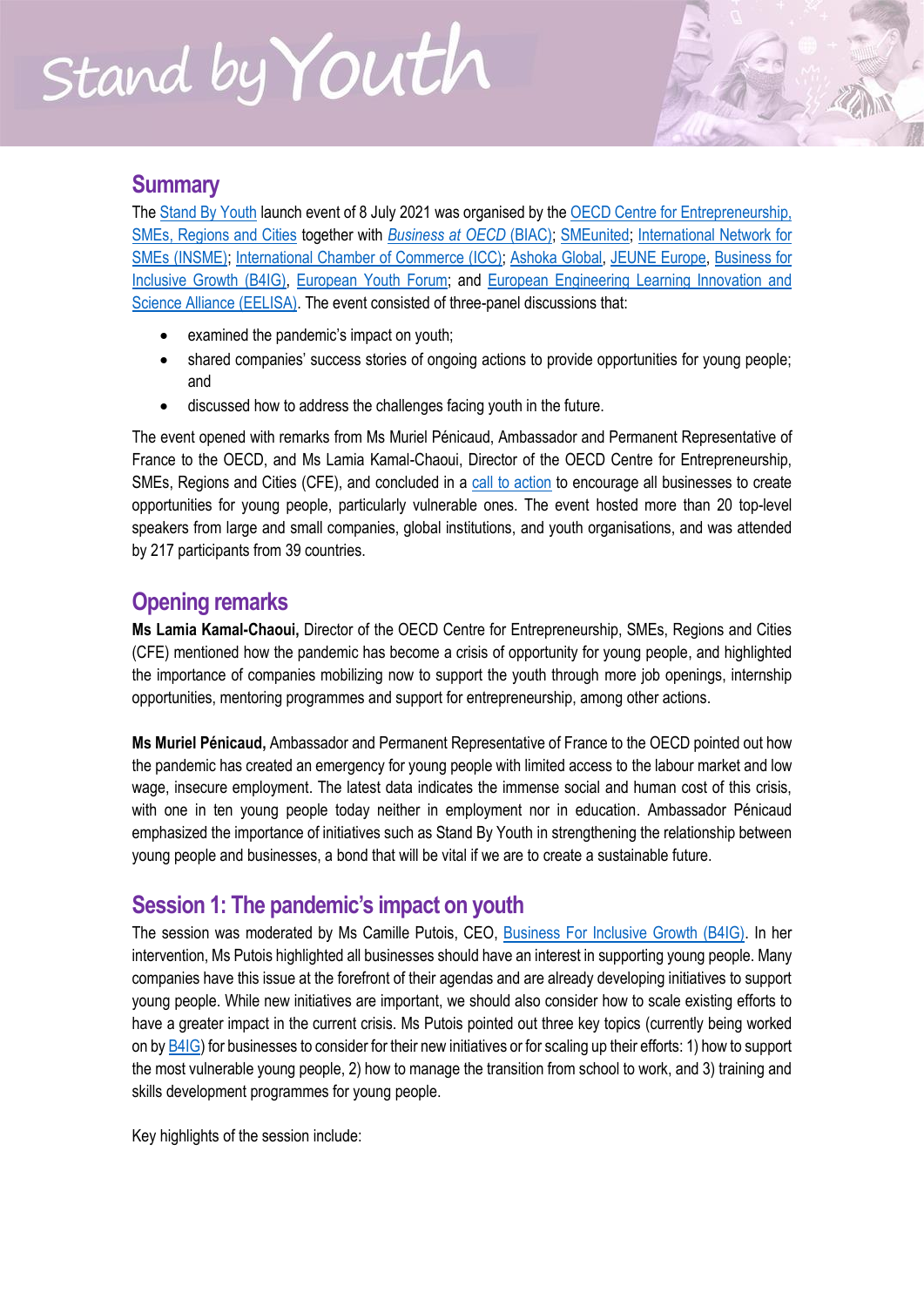# Stand by Youth

## Summary

The Stand By Youth launch event of 8 July 2021 was organised by the OECD Centre for Entrepreneurship, SMEs, Regions and Cities together with *Business at OECD* (BIAC); SMEunited; International Network for SMEs (INSME); International Chamber of Commerce (ICC); Ashoka Global, JEUNE Europe, Business for Inclusive Growth (B4IG), European Youth Forum; and European Engineering Learning Innovation and Science Alliance (EELISA). The event consisted of three-panel discussions that:

- examined the pandemic's impact on youth;
- shared companies' success stories of ongoing actions to provide opportunities for young people; and
- discussed how to address the challenges facing youth in the future.

The event opened with remarks from Ms Muriel Pénicaud, Ambassador and Permanent Representative of France to the OECD, and Ms Lamia Kamal-Chaoui, Director of the OECD Centre for Entrepreneurship, SMEs, Regions and Cities (CFE), and concluded in a call to action to encourage all businesses to create opportunities for young people, particularly vulnerable ones. The event hosted more than 20 top-level speakers from large and small companies, global institutions, and youth organisations, and was attended by 217 participants from 39 countries.

## Opening remarks

**Ms Lamia Kamal-Chaoui,** Director of the OECD Centre for Entrepreneurship, SMEs, Regions and Cities (CFE) mentioned how the pandemic has become a crisis of opportunity for young people, and highlighted the importance of companies mobilizing now to support the youth through more job openings, internship opportunities, mentoring programmes and support for entrepreneurship, among other actions.

**Ms Muriel Pénicaud,** Ambassador and Permanent Representative of France to the OECD pointed out how the pandemic has created an emergency for young people with limited access to the labour market and low wage, insecure employment. The latest data indicates the immense social and human cost of this crisis, with one in ten young people today neither in employment nor in education. Ambassador Pénicaud emphasized the importance of initiatives such as Stand By Youth in strengthening the relationship between young people and businesses, a bond that will be vital if we are to create a sustainable future.

## Session 1: The pandemic's impact on youth

The session was moderated by Ms Camille Putois, CEO, Business For Inclusive Growth (B4IG). In her intervention, Ms Putois highlighted all businesses should have an interest in supporting young people. Many companies have this issue at the forefront of their agendas and are already developing initiatives to support young people. While new initiatives are important, we should also consider how to scale existing efforts to have a greater impact in the current crisis. Ms Putois pointed out three key topics (currently being worked on by B4IG) for businesses to consider for their new initiatives or for scaling up their efforts: 1) how to support the most vulnerable young people, 2) how to manage the transition from school to work, and 3) training and skills development programmes for young people.

Key highlights of the session include: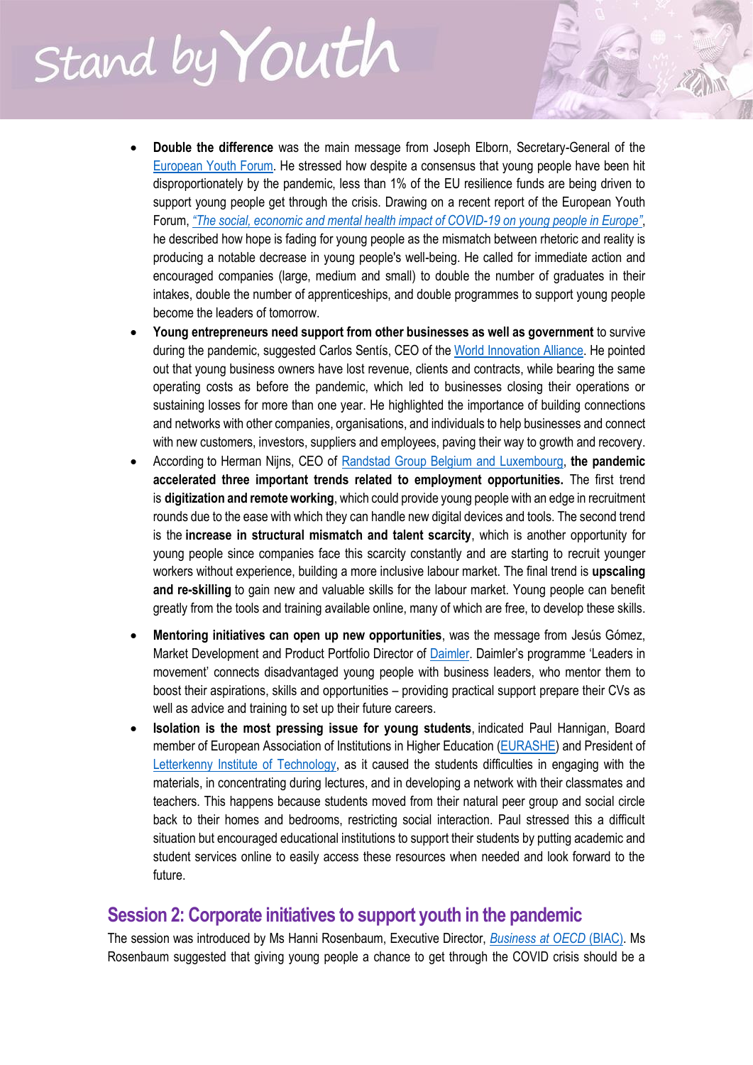- **Double the difference** was the main message from Joseph Elborn, Secretary-General of the European Youth Forum. He stressed how despite a consensus that young people have been hit disproportionately by the pandemic, less than 1% of the EU resilience funds are being driven to support young people get through the crisis. Drawing on a recent report of the European Youth Forum, *"The social, economic and mental health impact of COVID-19 on young people in Europe"*, he described how hope is fading for young people as the mismatch between rhetoric and reality is producing a notable decrease in young people's well-being. He called for immediate action and encouraged companies (large, medium and small) to double the number of graduates in their intakes, double the number of apprenticeships, and double programmes to support young people become the leaders of tomorrow.
- **Young entrepreneurs need support from other businesses as well as government** to survive during the pandemic, suggested Carlos Sentís, CEO of the World Innovation Alliance. He pointed out that young business owners have lost revenue, clients and contracts, while bearing the same operating costs as before the pandemic, which led to businesses closing their operations or sustaining losses for more than one year. He highlighted the importance of building connections and networks with other companies, organisations, and individuals to help businesses and connect with new customers, investors, suppliers and employees, paving their way to growth and recovery.
- According to Herman Nijns, CEO of Randstad Group Belgium and Luxembourg, **the pandemic accelerated three important trends related to employment opportunities.** The first trend is **digitization and remote working**, which could provide young people with an edge in recruitment rounds due to the ease with which they can handle new digital devices and tools. The second trend is the **increase in structural mismatch and talent scarcity**, which is another opportunity for young people since companies face this scarcity constantly and are starting to recruit younger workers without experience, building a more inclusive labour market. The final trend is **upscaling and re-skilling** to gain new and valuable skills for the labour market. Young people can benefit greatly from the tools and training available online, many of which are free, to develop these skills.
- **Mentoring initiatives can open up new opportunities**, was the message from Jesús Gómez, Market Development and Product Portfolio Director of Daimler. Daimler's programme 'Leaders in movement' connects disadvantaged young people with business leaders, who mentor them to boost their aspirations, skills and opportunities – providing practical support prepare their CVs as well as advice and training to set up their future careers.
- **Isolation is the most pressing issue for young students**, indicated Paul Hannigan, Board member of European Association of Institutions in Higher Education (EURASHE) and President of Letterkenny Institute of Technology, as it caused the students difficulties in engaging with the materials, in concentrating during lectures, and in developing a network with their classmates and teachers. This happens because students moved from their natural peer group and social circle back to their homes and bedrooms, restricting social interaction. Paul stressed this a difficult situation but encouraged educational institutions to support their students by putting academic and student services online to easily access these resources when needed and look forward to the future.

## Session 2: Corporate initiatives to support youth in the pandemic

The session was introduced by Ms Hanni Rosenbaum, Executive Director, *Business at OECD* (BIAC). Ms Rosenbaum suggested that giving young people a chance to get through the COVID crisis should be a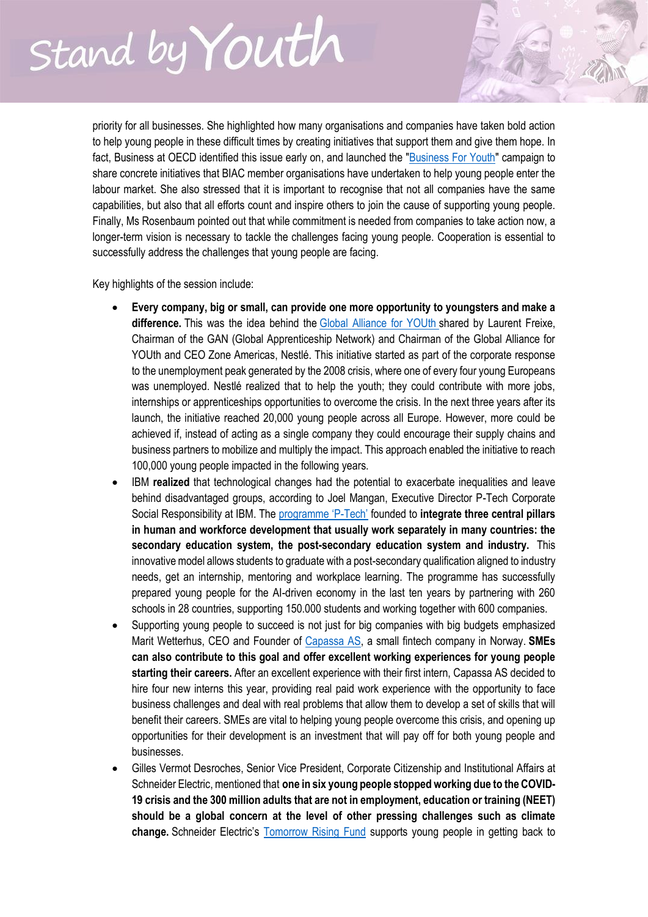priority for all businesses. She highlighted how many organisations and companies have taken bold action to help young people in these difficult times by creating initiatives that support them and give them hope. In fact, Business at OECD identified this issue early on, and launched the "Business For Youth" campaign to share concrete initiatives that BIAC member organisations have undertaken to help young people enter the labour market. She also stressed that it is important to recognise that not all companies have the same capabilities, but also that all efforts count and inspire others to join the cause of supporting young people. Finally, Ms Rosenbaum pointed out that while commitment is needed from companies to take action now, a longer-term vision is necessary to tackle the challenges facing young people. Cooperation is essential to successfully address the challenges that young people are facing.

Key highlights of the session include:

- **Every company, big or small, can provide one more opportunity to youngsters and make a difference.** This was the idea behind the Global Alliance for YOUth shared by Laurent Freixe, Chairman of the GAN (Global Apprenticeship Network) and Chairman of the Global Alliance for YOUth and CEO Zone Americas, Nestlé. This initiative started as part of the corporate response to the unemployment peak generated by the 2008 crisis, where one of every four young Europeans was unemployed. Nestlé realized that to help the youth; they could contribute with more jobs, internships or apprenticeships opportunities to overcome the crisis. In the next three years after its launch, the initiative reached 20,000 young people across all Europe. However, more could be achieved if, instead of acting as a single company they could encourage their supply chains and business partners to mobilize and multiply the impact. This approach enabled the initiative to reach 100,000 young people impacted in the following years.
- IBM **realized** that technological changes had the potential to exacerbate inequalities and leave behind disadvantaged groups, according to Joel Mangan, Executive Director P-Tech Corporate Social Responsibility at IBM. The programme 'P-Tech' founded to **integrate three central pillars in human and workforce development that usually work separately in many countries: the secondary education system, the post-secondary education system and industry.** This innovative model allows students to graduate with a post-secondary qualification aligned to industry needs, get an internship, mentoring and workplace learning. The programme has successfully prepared young people for the AI-driven economy in the last ten years by partnering with 260 schools in 28 countries, supporting 150.000 students and working together with 600 companies.
- Supporting young people to succeed is not just for big companies with big budgets emphasized Marit Wetterhus, CEO and Founder of Capassa AS, a small fintech company in Norway. **SMEs can also contribute to this goal and offer excellent working experiences for young people starting their careers.** After an excellent experience with their first intern, Capassa AS decided to hire four new interns this year, providing real paid work experience with the opportunity to face business challenges and deal with real problems that allow them to develop a set of skills that will benefit their careers. SMEs are vital to helping young people overcome this crisis, and opening up opportunities for their development is an investment that will pay off for both young people and businesses.
- Gilles Vermot Desroches, Senior Vice President, Corporate Citizenship and Institutional Affairs at Schneider Electric, mentioned that **one in six young people stopped working due to the COVID-19 crisis and the 300 million adults that are not in employment, education or training (NEET) should be a global concern at the level of other pressing challenges such as climate change.** Schneider Electric's Tomorrow Rising Fund supports young people in getting back to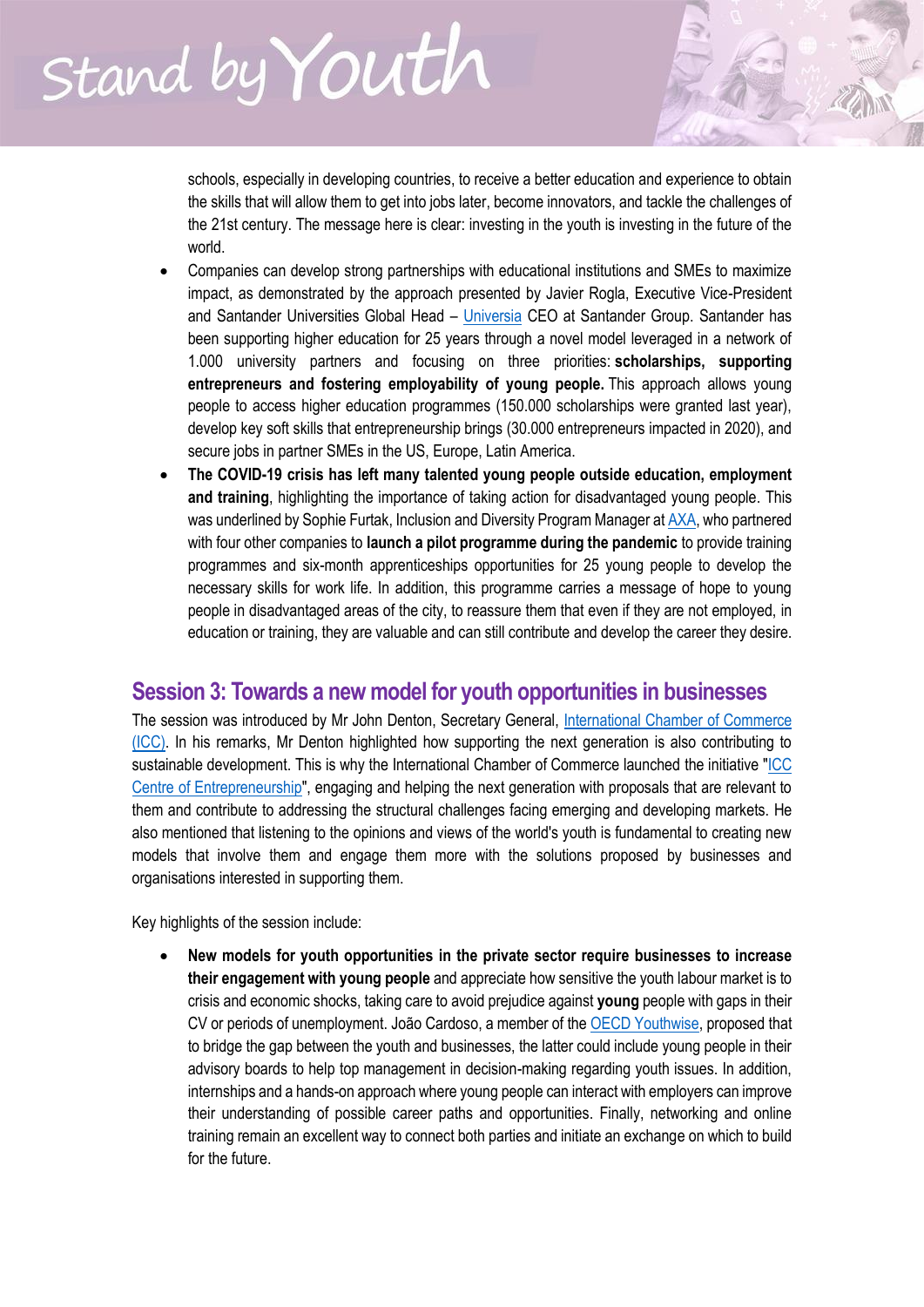schools, especially in developing countries, to receive a better education and experience to obtain the skills that will allow them to get into jobs later, become innovators, and tackle the challenges of the 21st century. The message here is clear: investing in the youth is investing in the future of the world.

- Companies can develop strong partnerships with educational institutions and SMEs to maximize impact, as demonstrated by the approach presented by Javier Rogla, Executive Vice-President and Santander Universities Global Head – Universia CEO at Santander Group. Santander has been supporting higher education for 25 years through a novel model leveraged in a network of 1.000 university partners and focusing on three priorities: **scholarships, supporting entrepreneurs and fostering employability of young people.** This approach allows young people to access higher education programmes (150.000 scholarships were granted last year), develop key soft skills that entrepreneurship brings (30.000 entrepreneurs impacted in 2020), and secure jobs in partner SMEs in the US, Europe, Latin America.
- **The COVID-19 crisis has left many talented young people outside education, employment and training**, highlighting the importance of taking action for disadvantaged young people. This was underlined by Sophie Furtak, Inclusion and Diversity Program Manager at AXA, who partnered with four other companies to **launch a pilot programme during the pandemic** to provide training programmes and six-month apprenticeships opportunities for 25 young people to develop the necessary skills for work life. In addition, this programme carries a message of hope to young people in disadvantaged areas of the city, to reassure them that even if they are not employed, in education or training, they are valuable and can still contribute and develop the career they desire.

## Session 3: Towards a new model for youth opportunities in businesses

The session was introduced by Mr John Denton, Secretary General, International Chamber of Commerce (ICC). In his remarks, Mr Denton highlighted how supporting the next generation is also contributing to sustainable development. This is why the International Chamber of Commerce launched the initiative "ICC Centre of Entrepreneurship", engaging and helping the next generation with proposals that are relevant to them and contribute to addressing the structural challenges facing emerging and developing markets. He also mentioned that listening to the opinions and views of the world's youth is fundamental to creating new models that involve them and engage them more with the solutions proposed by businesses and organisations interested in supporting them.

Key highlights of the session include:

- **New models for youth opportunities in the private sector require businesses to increase their engagement with young people** and appreciate how sensitive the youth labour market is to crisis and economic shocks, taking care to avoid prejudice against **young** people with gaps in their CV or periods of unemployment. João Cardoso, a member of the OECD Youthwise, proposed that to bridge the gap between the youth and businesses, the latter could include young people in their advisory boards to help top management in decision-making regarding youth issues. In addition, internships and a hands-on approach where young people can interact with employers can improve their understanding of possible career paths and opportunities. Finally, networking and online training remain an excellent way to connect both parties and initiate an exchange on which to build for the future.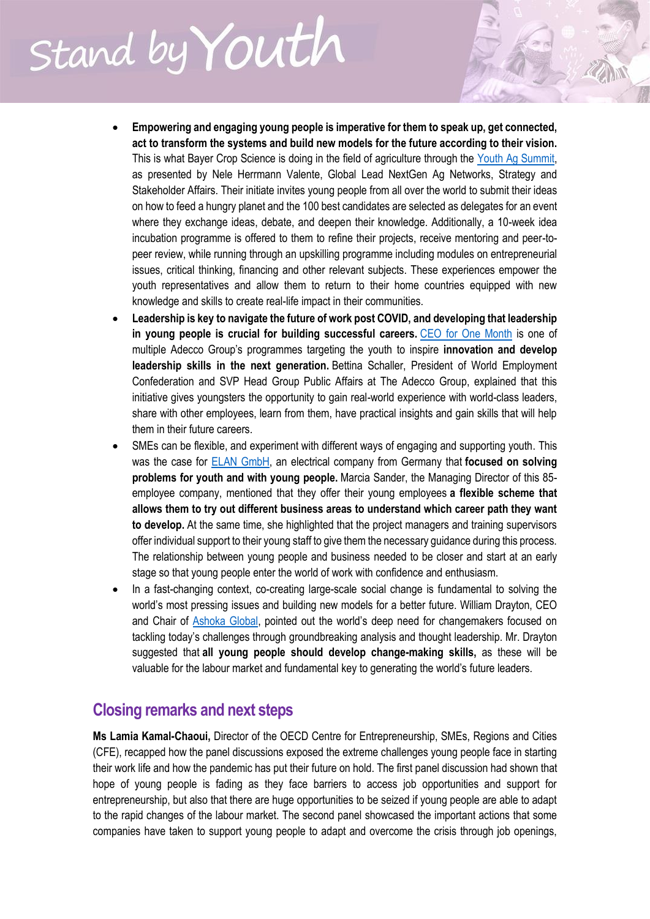- **Empowering and engaging young people is imperative for them to speak up, get connected, act to transform the systems and build new models for the future according to their vision.** This is what Bayer Crop Science is doing in the field of agriculture through the Youth Ag Summit, as presented by Nele Herrmann Valente, Global Lead NextGen Ag Networks, Strategy and Stakeholder Affairs. Their initiate invites young people from all over the world to submit their ideas on how to feed a hungry planet and the 100 best candidates are selected as delegates for an event where they exchange ideas, debate, and deepen their knowledge. Additionally, a 10-week idea incubation programme is offered to them to refine their projects, receive mentoring and peer-to-peer review, while running through an upskilling programme including modules on entrepreneurial issues, critical thinking, financing and other relevant subjects. These experiences empower the youth representatives and allow them to return to their home countries equipped with new knowledge and skills to create real-life impact in their communities.
- **Leadership is key to navigate the future of work post COVID, and developing that leadership in young people is crucial for building successful careers.** CEO for One Month is one of multiple Adecco Group's programmes targeting the youth to inspire **innovation and develop leadership skills in the next generation.** Bettina Schaller, President of World Employment Confederation and SVP Head Group Public Affairs at The Adecco Group, explained that this initiative gives youngsters the opportunity to gain real-world experience with world-class leaders, share with other employees, learn from them, have practical insights and gain skills that will help them in their future careers.
- SMEs can be flexible, and experiment with different ways of engaging and supporting youth. This was the case for ELAN GmbH, an electrical company from Germany that **focused on solving problems for youth and with young people.** Marcia Sander, the Managing Director of this 85-employee company, mentioned that they offer their young employees **a flexible scheme that allows them to try out different business areas to understand which career path they want to develop.** At the same time, she highlighted that the project managers and training supervisors offer individual support to their young staff to give them the necessary guidance during this process. The relationship between young people and business needed to be closer and start at an early stage so that young people enter the world of work with confidence and enthusiasm.
- In a fast-changing context, co-creating large-scale social change is fundamental to solving the world's most pressing issues and building new models for a better future. William Drayton, CEO and Chair of Ashoka Global, pointed out the world's deep need for changemakers focused on tackling today's challenges through groundbreaking analysis and thought leadership. Mr. Drayton suggested that **all young people should develop change-making skills,** as these will be valuable for the labour market and fundamental key to generating the world's future leaders.

## Closing remarks and next steps

**Ms Lamia Kamal-Chaoui,** Director of the OECD Centre for Entrepreneurship, SMEs, Regions and Cities (CFE), recapped how the panel discussions exposed the extreme challenges young people face in starting their work life and how the pandemic has put their future on hold. The first panel discussion had shown that hope of young people is fading as they face barriers to access job opportunities and support for entrepreneurship, but also that there are huge opportunities to be seized if young people are able to adapt to the rapid changes of the labour market. The second panel showcased the important actions that some companies have taken to support young people to adapt and overcome the crisis through job openings,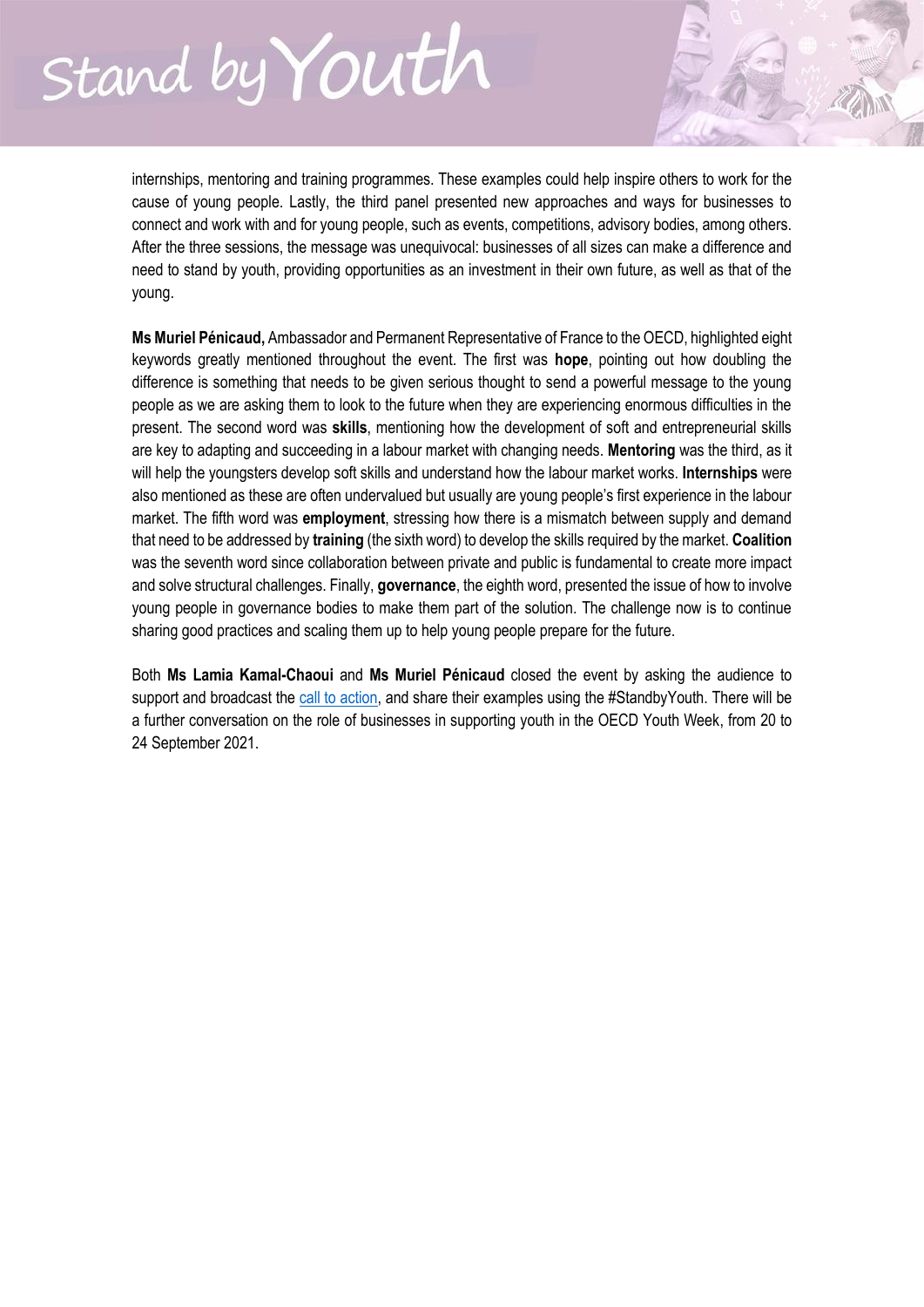internships, mentoring and training programmes. These examples could help inspire others to work for the cause of young people. Lastly, the third panel presented new approaches and ways for businesses to connect and work with and for young people, such as events, competitions, advisory bodies, among others. After the three sessions, the message was unequivocal: businesses of all sizes can make a difference and need to stand by youth, providing opportunities as an investment in their own future, as well as that of the young.

**Ms Muriel Pénicaud,** Ambassador and Permanent Representative of France to the OECD, highlighted eight keywords greatly mentioned throughout the event. The first was **hope**, pointing out how doubling the difference is something that needs to be given serious thought to send a powerful message to the young people as we are asking them to look to the future when they are experiencing enormous difficulties in the present. The second word was **skills**, mentioning how the development of soft and entrepreneurial skills are key to adapting and succeeding in a labour market with changing needs. **Mentoring** was the third, as it will help the youngsters develop soft skills and understand how the labour market works. **Internships** were also mentioned as these are often undervalued but usually are young people's first experience in the labour market. The fifth word was **employment**, stressing how there is a mismatch between supply and demand that need to be addressed by **training** (the sixth word) to develop the skills required by the market. **Coalition** was the seventh word since collaboration between private and public is fundamental to create more impact and solve structural challenges. Finally, **governance**, the eighth word, presented the issue of how to involve young people in governance bodies to make them part of the solution. The challenge now is to continue sharing good practices and scaling them up to help young people prepare for the future.

Both **Ms Lamia Kamal-Chaoui** and **Ms Muriel Pénicaud** closed the event by asking the audience to support and broadcast the call to action, and share their examples using the #StandbyYouth. There will be a further conversation on the role of businesses in supporting youth in the OECD Youth Week, from 20 to 24 September 2021.